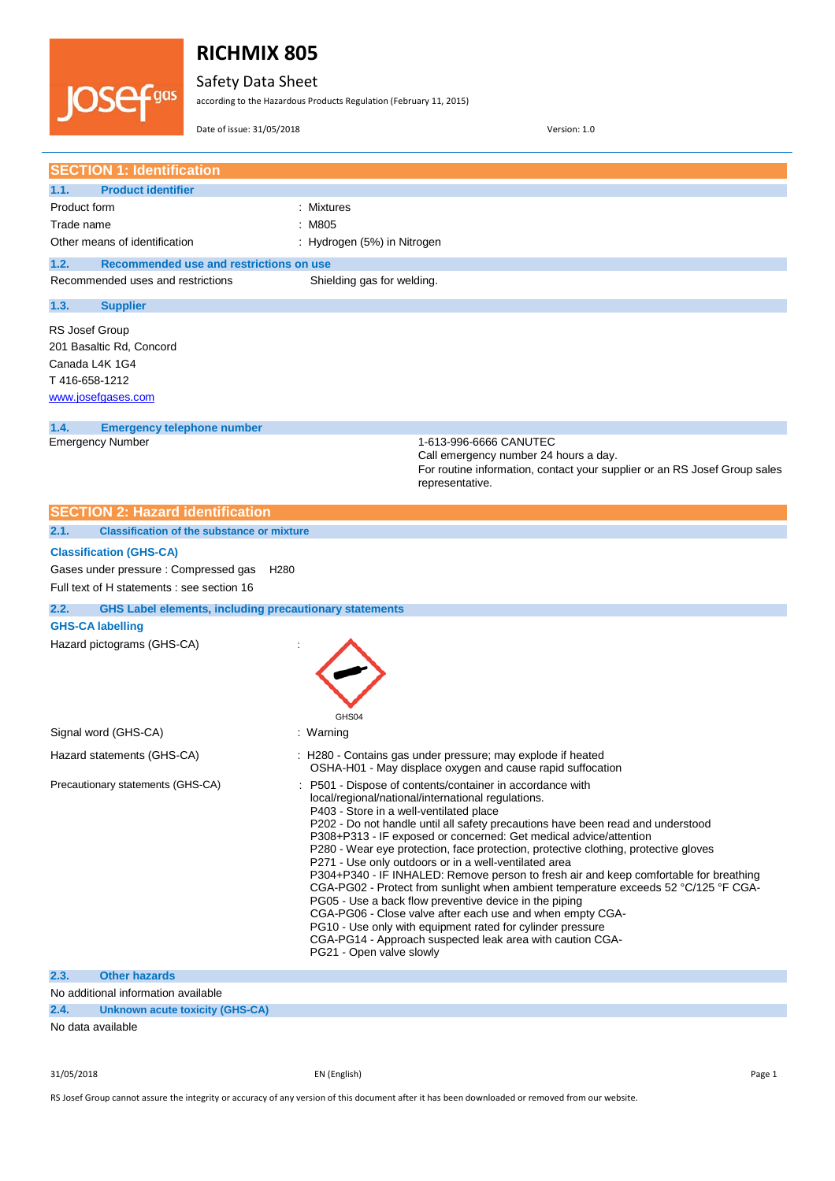# RICHMIX 805

## Safety Data Sheet

according to the Hazardous Products Regulation (February 11, 2015)

Date of issue: 31/05/2018 Version: 1.0

## SECTION 1: Identification

### 1.1. Product identifier

| | |
|---|---|
| Product form | : Mixtures |
| Trade name | : M805 |
| Other means of identification | : Hydrogen (5%) in Nitrogen |

### 1.2. Recommended use and restrictions on use

| | |
|---|---|
| Recommended uses and restrictions | Shielding gas for welding. |

### 1.3. Supplier

RS Josef Group
201 Basaltic Rd, Concord
Canada L4K 1G4
T 416-658-1212
www.josefgases.com

### 1.4. Emergency telephone number

| | |
|---|---|
| Emergency Number | 1-613-996-6666 CANUTEC<br>Call emergency number 24 hours a day.<br>For routine information, contact your supplier or an RS Josef Group sales representative. |

## SECTION 2: Hazard identification

### 2.1. Classification of the substance or mixture

**Classification (GHS-CA)**

Gases under pressure : Compressed gas H280

Full text of H statements : see section 16

### 2.2. GHS Label elements, including precautionary statements

**GHS-CA labelling**

Hazard pictograms (GHS-CA) :

GHS04

| | |
|---|---|
| Signal word (GHS-CA) | : Warning |
| Hazard statements (GHS-CA) | : H280 - Contains gas under pressure; may explode if heated<br>OSHA-H01 - May displace oxygen and cause rapid suffocation |
| Precautionary statements (GHS-CA) | : P501 - Dispose of contents/container in accordance with local/regional/national/international regulations.<br>P403 - Store in a well-ventilated place<br>P202 - Do not handle until all safety precautions have been read and understood<br>P308+P313 - IF exposed or concerned: Get medical advice/attention<br>P280 - Wear eye protection, face protection, protective clothing, protective gloves<br>P271 - Use only outdoors or in a well-ventilated area<br>P304+P340 - IF INHALED: Remove person to fresh air and keep comfortable for breathing<br>CGA-PG02 - Protect from sunlight when ambient temperature exceeds 52 °C/125 °F CGA-PG05 - Use a back flow preventive device in the piping<br>CGA-PG06 - Close valve after each use and when empty CGA-PG10 - Use only with equipment rated for cylinder pressure<br>CGA-PG14 - Approach suspected leak area with caution CGA-PG21 - Open valve slowly |

### 2.3. Other hazards

No additional information available

### 2.4. Unknown acute toxicity (GHS-CA)

No data available

RS Josef Group cannot assure the integrity or accuracy of any version of this document after it has been downloaded or removed from our website.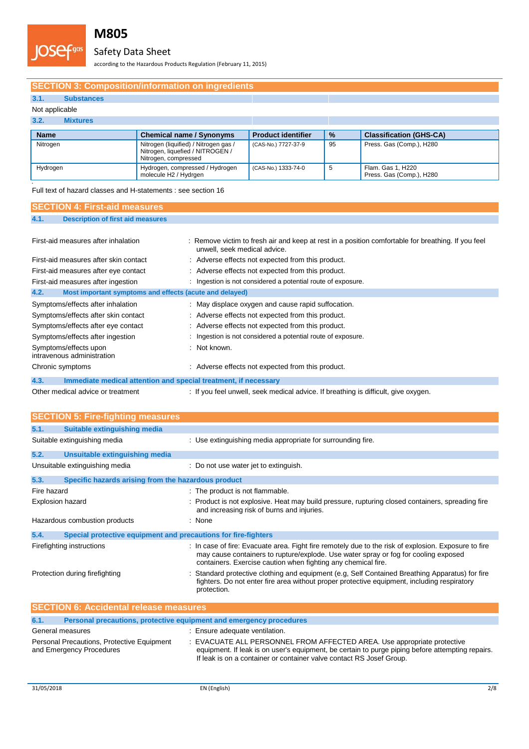## SECTION 3: Composition/information on ingredients

### 3.1. Substances

Not applicable

### 3.2. Mixtures

| Name | Chemical name / Synonyms | Product identifier | % | Classification (GHS-CA) |
|---|---|---|---|---|
| Nitrogen | Nitrogen (liquified) / Nitrogen gas / Nitrogen, liquefied / NITROGEN / Nitrogen, compressed | (CAS-No.) 7727-37-9 | 95 | Press. Gas (Comp.), H280 |
| Hydrogen | Hydrogen, compressed / Hydrogen molecule H2 / Hydrgen | (CAS-No.) 1333-74-0 | 5 | Flam. Gas 1, H220<br>Press. Gas (Comp.), H280 |

Full text of hazard classes and H-statements : see section 16

## SECTION 4: First-aid measures

### 4.1. Description of first aid measures

First-aid measures after inhalation : Remove victim to fresh air and keep at rest in a position comfortable for breathing. If you feel unwell, seek medical advice.

First-aid measures after skin contact : Adverse effects not expected from this product.

First-aid measures after eye contact : Adverse effects not expected from this product.

First-aid measures after ingestion : Ingestion is not considered a potential route of exposure.

### 4.2. Most important symptoms and effects (acute and delayed)

Symptoms/effects after inhalation : May displace oxygen and cause rapid suffocation.

Symptoms/effects after skin contact : Adverse effects not expected from this product.

Symptoms/effects after eye contact : Adverse effects not expected from this product.

Symptoms/effects after ingestion : Ingestion is not considered a potential route of exposure.

Symptoms/effects upon intravenous administration : Not known.

Chronic symptoms : Adverse effects not expected from this product.

### 4.3. Immediate medical attention and special treatment, if necessary

Other medical advice or treatment : If you feel unwell, seek medical advice. If breathing is difficult, give oxygen.

## SECTION 5: Fire-fighting measures

### 5.1. Suitable extinguishing media

Suitable extinguishing media : Use extinguishing media appropriate for surrounding fire.

### 5.2. Unsuitable extinguishing media

Unsuitable extinguishing media : Do not use water jet to extinguish.

### 5.3. Specific hazards arising from the hazardous product

Fire hazard : The product is not flammable.

Explosion hazard : Product is not explosive. Heat may build pressure, rupturing closed containers, spreading fire and increasing risk of burns and injuries.

Hazardous combustion products : None

### 5.4. Special protective equipment and precautions for fire-fighters

Firefighting instructions : In case of fire: Evacuate area. Fight fire remotely due to the risk of explosion. Exposure to fire may cause containers to rupture/explode. Use water spray or fog for cooling exposed containers. Exercise caution when fighting any chemical fire.

Protection during firefighting : Standard protective clothing and equipment (e.g, Self Contained Breathing Apparatus) for fire fighters. Do not enter fire area without proper protective equipment, including respiratory protection.

## SECTION 6: Accidental release measures

### 6.1. Personal precautions, protective equipment and emergency procedures

General measures : Ensure adequate ventilation.

Personal Precautions, Protective Equipment and Emergency Procedures : EVACUATE ALL PERSONNEL FROM AFFECTED AREA. Use appropriate protective equipment. If leak is on user's equipment, be certain to purge piping before attempting repairs. If leak is on a container or container valve contact RS Josef Group.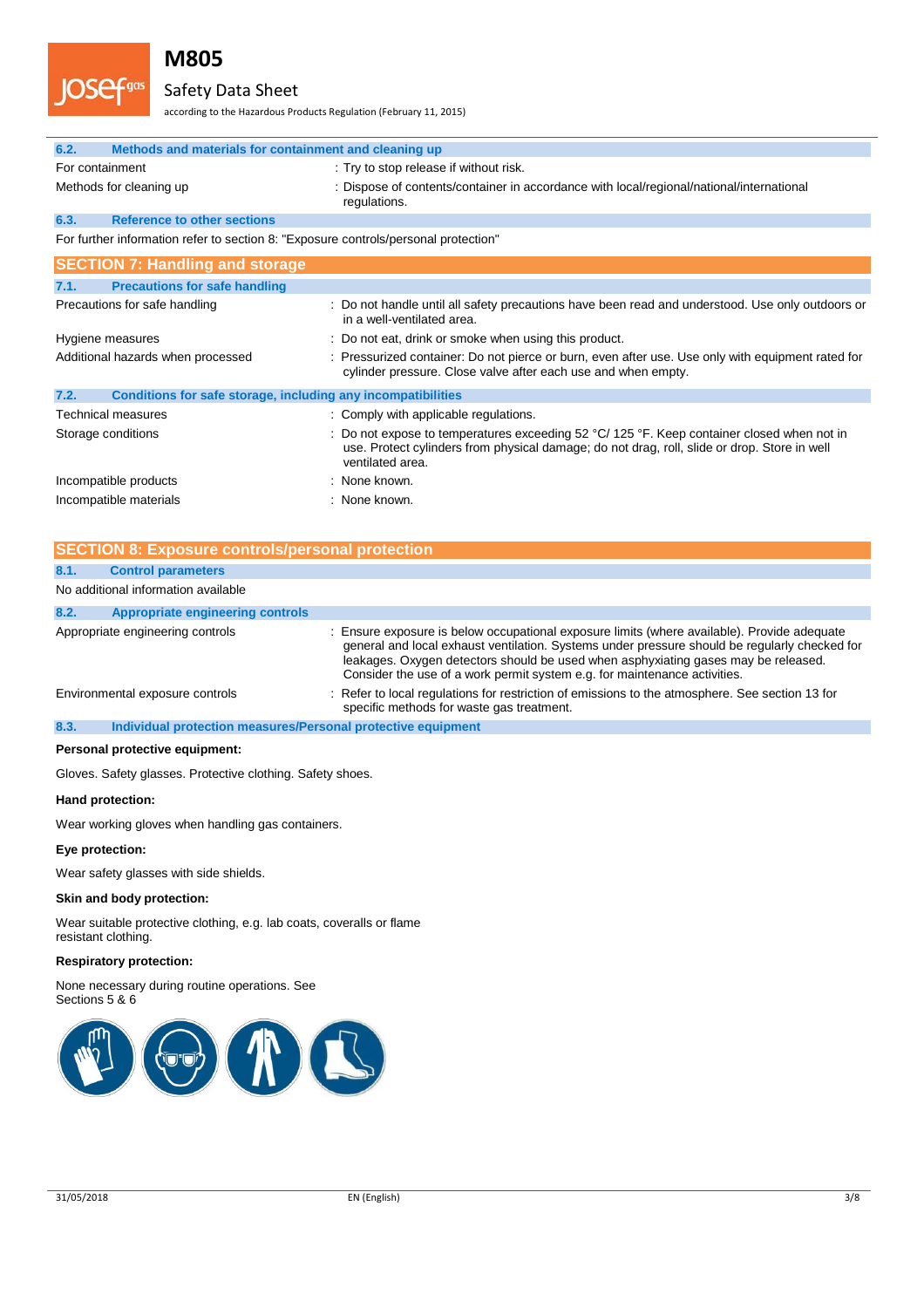### 6.2. Methods and materials for containment and cleaning up

| | |
|---|---|
| For containment | : Try to stop release if without risk. |
| Methods for cleaning up | : Dispose of contents/container in accordance with local/regional/national/international regulations. |

### 6.3. Reference to other sections

For further information refer to section 8: "Exposure controls/personal protection"

## SECTION 7: Handling and storage

### 7.1. Precautions for safe handling

| | |
|---|---|
| Precautions for safe handling | : Do not handle until all safety precautions have been read and understood. Use only outdoors or in a well-ventilated area. |
| Hygiene measures | : Do not eat, drink or smoke when using this product. |
| Additional hazards when processed | : Pressurized container: Do not pierce or burn, even after use. Use only with equipment rated for cylinder pressure. Close valve after each use and when empty. |

### 7.2. Conditions for safe storage, including any incompatibilities

| | |
|---|---|
| Technical measures | : Comply with applicable regulations. |
| Storage conditions | : Do not expose to temperatures exceeding 52 °C/ 125 °F. Keep container closed when not in use. Protect cylinders from physical damage; do not drag, roll, slide or drop. Store in well ventilated area. |
| Incompatible products | : None known. |
| Incompatible materials | : None known. |

## SECTION 8: Exposure controls/personal protection

### 8.1. Control parameters

No additional information available

### 8.2. Appropriate engineering controls

| | |
|---|---|
| Appropriate engineering controls | : Ensure exposure is below occupational exposure limits (where available). Provide adequate general and local exhaust ventilation. Systems under pressure should be regularly checked for leakages. Oxygen detectors should be used when asphyxiating gases may be released. Consider the use of a work permit system e.g. for maintenance activities. |
| Environmental exposure controls | : Refer to local regulations for restriction of emissions to the atmosphere. See section 13 for specific methods for waste gas treatment. |

### 8.3. Individual protection measures/Personal protective equipment

**Personal protective equipment:**

Gloves. Safety glasses. Protective clothing. Safety shoes.

**Hand protection:**

Wear working gloves when handling gas containers.

**Eye protection:**

Wear safety glasses with side shields.

**Skin and body protection:**

Wear suitable protective clothing, e.g. lab coats, coveralls or flame resistant clothing.

**Respiratory protection:**

None necessary during routine operations. See Sections 5 & 6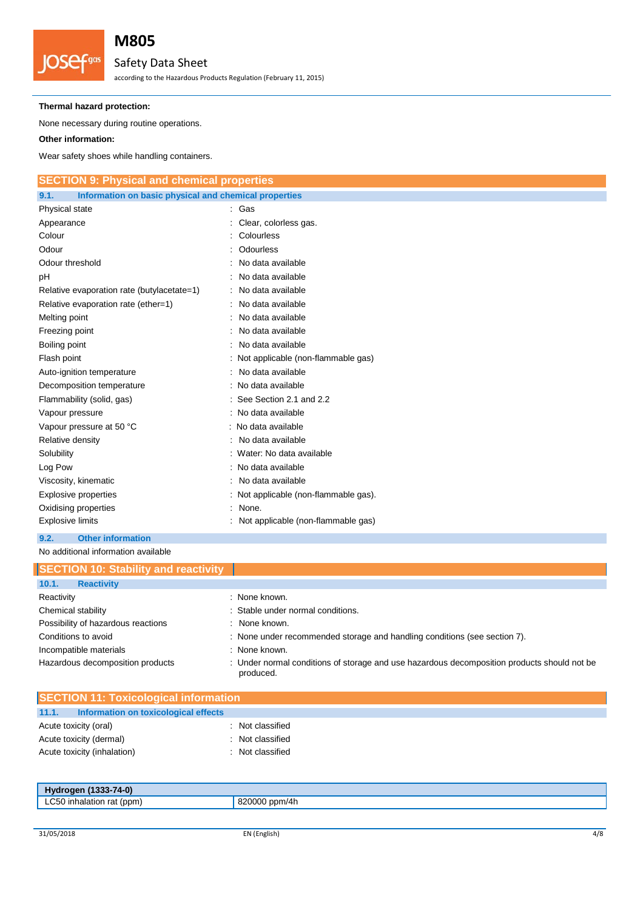**Thermal hazard protection:**

None necessary during routine operations.

**Other information:**

Wear safety shoes while handling containers.

## SECTION 9: Physical and chemical properties

### 9.1. Information on basic physical and chemical properties

| | |
|---|---|
| Physical state | : Gas |
| Appearance | : Clear, colorless gas. |
| Colour | : Colourless |
| Odour | : Odourless |
| Odour threshold | : No data available |
| pH | : No data available |
| Relative evaporation rate (butylacetate=1) | : No data available |
| Relative evaporation rate (ether=1) | : No data available |
| Melting point | : No data available |
| Freezing point | : No data available |
| Boiling point | : No data available |
| Flash point | : Not applicable (non-flammable gas) |
| Auto-ignition temperature | : No data available |
| Decomposition temperature | : No data available |
| Flammability (solid, gas) | : See Section 2.1 and 2.2 |
| Vapour pressure | : No data available |
| Vapour pressure at 50 °C | : No data available |
| Relative density | : No data available |
| Solubility | : Water: No data available |
| Log Pow | : No data available |
| Viscosity, kinematic | : No data available |
| Explosive properties | : Not applicable (non-flammable gas). |
| Oxidising properties | : None. |
| Explosive limits | : Not applicable (non-flammable gas) |

### 9.2. Other information

No additional information available

## SECTION 10: Stability and reactivity

### 10.1. Reactivity

| | |
|---|---|
| Reactivity | : None known. |
| Chemical stability | : Stable under normal conditions. |
| Possibility of hazardous reactions | : None known. |
| Conditions to avoid | : None under recommended storage and handling conditions (see section 7). |
| Incompatible materials | : None known. |
| Hazardous decomposition products | : Under normal conditions of storage and use hazardous decomposition products should not be produced. |

## SECTION 11: Toxicological information

### 11.1. Information on toxicological effects

| | |
|---|---|
| Acute toxicity (oral) | : Not classified |
| Acute toxicity (dermal) | : Not classified |
| Acute toxicity (inhalation) | : Not classified |

| Hydrogen (1333-74-0) | |
|---|---|
| LC50 inhalation rat (ppm) | 820000 ppm/4h |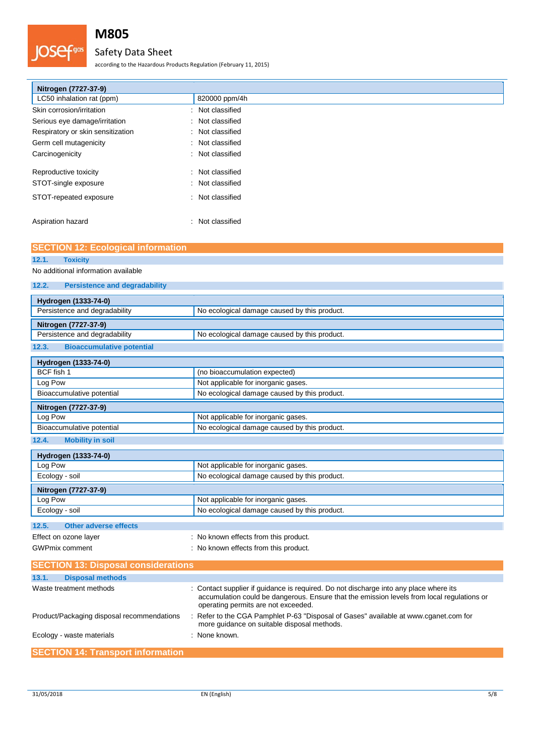| Nitrogen (7727-37-9) | |
|---|---|
| LC50 inhalation rat (ppm) | 820000 ppm/4h |

Skin corrosion/irritation : Not classified

Serious eye damage/irritation : Not classified

Respiratory or skin sensitization : Not classified

Germ cell mutagenicity : Not classified

Carcinogenicity : Not classified

Reproductive toxicity : Not classified

STOT-single exposure : Not classified

STOT-repeated exposure : Not classified

Aspiration hazard : Not classified

## SECTION 12: Ecological information

### 12.1. Toxicity

No additional information available

### 12.2. Persistence and degradability

| Hydrogen (1333-74-0) | |
|---|---|
| Persistence and degradability | No ecological damage caused by this product. |

| Nitrogen (7727-37-9) | |
|---|---|
| Persistence and degradability | No ecological damage caused by this product. |

### 12.3. Bioaccumulative potential

| Hydrogen (1333-74-0) | |
|---|---|
| BCF fish 1 | (no bioaccumulation expected) |
| Log Pow | Not applicable for inorganic gases. |
| Bioaccumulative potential | No ecological damage caused by this product. |

| Nitrogen (7727-37-9) | |
|---|---|
| Log Pow | Not applicable for inorganic gases. |
| Bioaccumulative potential | No ecological damage caused by this product. |

### 12.4. Mobility in soil

| Hydrogen (1333-74-0) | |
|---|---|
| Log Pow | Not applicable for inorganic gases. |
| Ecology - soil | No ecological damage caused by this product. |

| Nitrogen (7727-37-9) | |
|---|---|
| Log Pow | Not applicable for inorganic gases. |
| Ecology - soil | No ecological damage caused by this product. |

### 12.5. Other adverse effects

Effect on ozone layer : No known effects from this product.

GWPmix comment : No known effects from this product.

## SECTION 13: Disposal considerations

### 13.1. Disposal methods

Waste treatment methods : Contact supplier if guidance is required. Do not discharge into any place where its accumulation could be dangerous. Ensure that the emission levels from local regulations or operating permits are not exceeded.

Product/Packaging disposal recommendations : Refer to the CGA Pamphlet P-63 "Disposal of Gases" available at www.cganet.com for more guidance on suitable disposal methods.

Ecology - waste materials : None known.

## SECTION 14: Transport information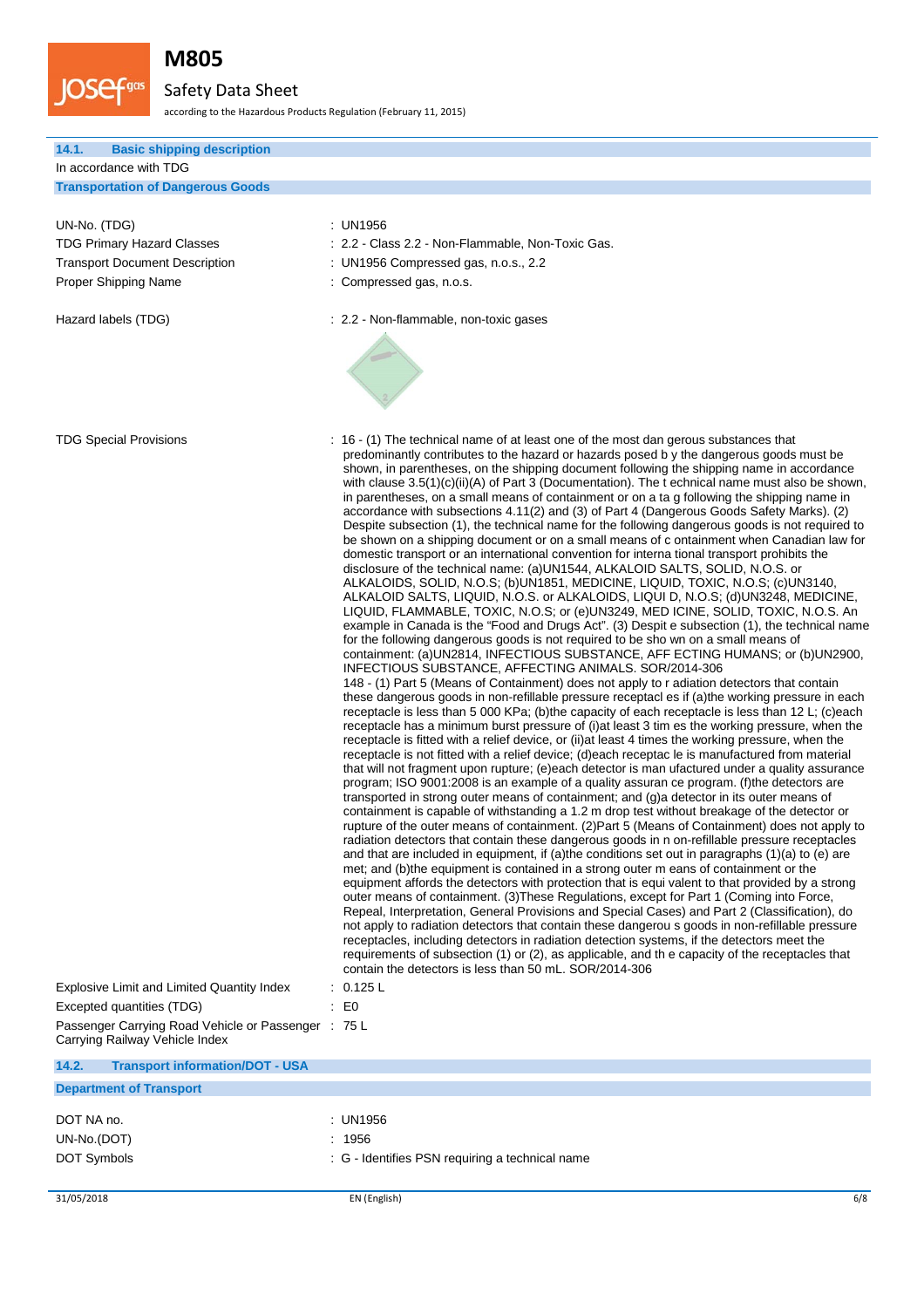### 14.1. Basic shipping description

In accordance with TDG

**Transportation of Dangerous Goods**

UN-No. (TDG) : UN1956

TDG Primary Hazard Classes : 2.2 - Class 2.2 - Non-Flammable, Non-Toxic Gas.

Transport Document Description : UN1956 Compressed gas, n.o.s., 2.2

Proper Shipping Name : Compressed gas, n.o.s.

Hazard labels (TDG) : 2.2 - Non-flammable, non-toxic gases

TDG Special Provisions : 16 - (1) The technical name of at least one of the most dan gerous substances that predominantly contributes to the hazard or hazards posed b y the dangerous goods must be shown, in parentheses, on the shipping document following the shipping name in accordance with clause 3.5(1)(c)(ii)(A) of Part 3 (Documentation). The t echnical name must also be shown, in parentheses, on a small means of containment or on a ta g following the shipping name in accordance with subsections 4.11(2) and (3) of Part 4 (Dangerous Goods Safety Marks). (2) Despite subsection (1), the technical name for the following dangerous goods is not required to be shown on a shipping document or on a small means of c ontainment when Canadian law for domestic transport or an international convention for interna tional transport prohibits the disclosure of the technical name: (a)UN1544, ALKALOID SALTS, SOLID, N.O.S. or ALKALOIDS, SOLID, N.O.S; (b)UN1851, MEDICINE, LIQUID, TOXIC, N.O.S; (c)UN3140, ALKALOID SALTS, LIQUID, N.O.S. or ALKALOIDS, LIQUI D, N.O.S; (d)UN3248, MEDICINE, LIQUID, FLAMMABLE, TOXIC, N.O.S; or (e)UN3249, MED ICINE, SOLID, TOXIC, N.O.S. An example in Canada is the "Food and Drugs Act". (3) Despit e subsection (1), the technical name for the following dangerous goods is not required to be sho wn on a small means of containment: (a)UN2814, INFECTIOUS SUBSTANCE, AFF ECTING HUMANS; or (b)UN2900, INFECTIOUS SUBSTANCE, AFFECTING ANIMALS. SOR/2014-306
148 - (1) Part 5 (Means of Containment) does not apply to r adiation detectors that contain these dangerous goods in non-refillable pressure receptacl es if (a)the working pressure in each receptacle is less than 5 000 KPa; (b)the capacity of each receptacle is less than 12 L; (c)each receptacle has a minimum burst pressure of (i)at least 3 tim es the working pressure, when the receptacle is fitted with a relief device, or (ii)at least 4 times the working pressure, when the receptacle is not fitted with a relief device; (d)each receptac le is manufactured from material that will not fragment upon rupture; (e)each detector is man ufactured under a quality assurance program; ISO 9001:2008 is an example of a quality assuran ce program. (f)the detectors are transported in strong outer means of containment; and (g)a detector in its outer means of containment is capable of withstanding a 1.2 m drop test without breakage of the detector or rupture of the outer means of containment. (2)Part 5 (Means of Containment) does not apply to radiation detectors that contain these dangerous goods in n on-refillable pressure receptacles and that are included in equipment, if (a)the conditions set out in paragraphs (1)(a) to (e) are met; and (b)the equipment is contained in a strong outer m eans of containment or the equipment affords the detectors with protection that is equi valent to that provided by a strong outer means of containment. (3)These Regulations, except for Part 1 (Coming into Force, Repeal, Interpretation, General Provisions and Special Cases) and Part 2 (Classification), do not apply to radiation detectors that contain these dangerou s goods in non-refillable pressure receptacles, including detectors in radiation detection systems, if the detectors meet the requirements of subsection (1) or (2), as applicable, and th e capacity of the receptacles that contain the detectors is less than 50 mL. SOR/2014-306

Explosive Limit and Limited Quantity Index : 0.125 L

Excepted quantities (TDG) : E0

Passenger Carrying Road Vehicle or Passenger Carrying Railway Vehicle Index : 75 L

### 14.2. Transport information/DOT - USA

**Department of Transport**

DOT NA no. : UN1956

UN-No.(DOT) : 1956

DOT Symbols : G - Identifies PSN requiring a technical name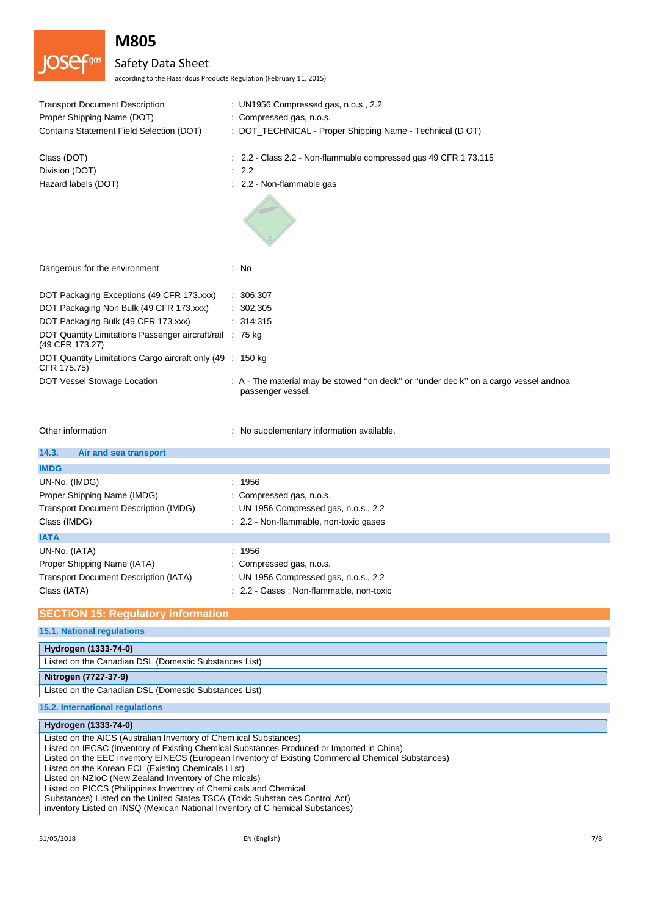| | |
|---|---|
| Transport Document Description | : UN1956 Compressed gas, n.o.s., 2.2 |
| Proper Shipping Name (DOT) | : Compressed gas, n.o.s. |
| Contains Statement Field Selection (DOT) | : DOT_TECHNICAL - Proper Shipping Name - Technical (D OT) |
| Class (DOT) | : 2.2 - Class 2.2 - Non-flammable compressed gas 49 CFR 1 73.115 |
| Division (DOT) | : 2.2 |
| Hazard labels (DOT) | : 2.2 - Non-flammable gas |
| Dangerous for the environment | : No |
| DOT Packaging Exceptions (49 CFR 173.xxx) | : 306;307 |
| DOT Packaging Non Bulk (49 CFR 173.xxx) | : 302;305 |
| DOT Packaging Bulk (49 CFR 173.xxx) | : 314;315 |
| DOT Quantity Limitations Passenger aircraft/rail (49 CFR 173.27) | : 75 kg |
| DOT Quantity Limitations Cargo aircraft only (49 CFR 175.75) | : 150 kg |
| DOT Vessel Stowage Location | : A - The material may be stowed ''on deck'' or ''under dec k'' on a cargo vessel andnoa passenger vessel. |
| Other information | : No supplementary information available. |

### 14.3. Air and sea transport

**IMDG**

| | |
|---|---|
| UN-No. (IMDG) | : 1956 |
| Proper Shipping Name (IMDG) | : Compressed gas, n.o.s. |
| Transport Document Description (IMDG) | : UN 1956 Compressed gas, n.o.s., 2.2 |
| Class (IMDG) | : 2.2 - Non-flammable, non-toxic gases |

**IATA**

| | |
|---|---|
| UN-No. (IATA) | : 1956 |
| Proper Shipping Name (IATA) | : Compressed gas, n.o.s. |
| Transport Document Description (IATA) | : UN 1956 Compressed gas, n.o.s., 2.2 |
| Class (IATA) | : 2.2 - Gases : Non-flammable, non-toxic |

## SECTION 15: Regulatory information

### 15.1. National regulations

**Hydrogen (1333-74-0)**

Listed on the Canadian DSL (Domestic Substances List)

**Nitrogen (7727-37-9)**

Listed on the Canadian DSL (Domestic Substances List)

### 15.2. International regulations

**Hydrogen (1333-74-0)**

Listed on the AICS (Australian Inventory of Chem ical Substances)
Listed on IECSC (Inventory of Existing Chemical Substances Produced or Imported in China)
Listed on the EEC inventory EINECS (European Inventory of Existing Commercial Chemical Substances)
Listed on the Korean ECL (Existing Chemicals Li st)
Listed on NZIoC (New Zealand Inventory of Che micals)
Listed on PICCS (Philippines Inventory of Chemi cals and Chemical
Substances) Listed on the United States TSCA (Toxic Substan ces Control Act)
inventory Listed on INSQ (Mexican National Inventory of C hemical Substances)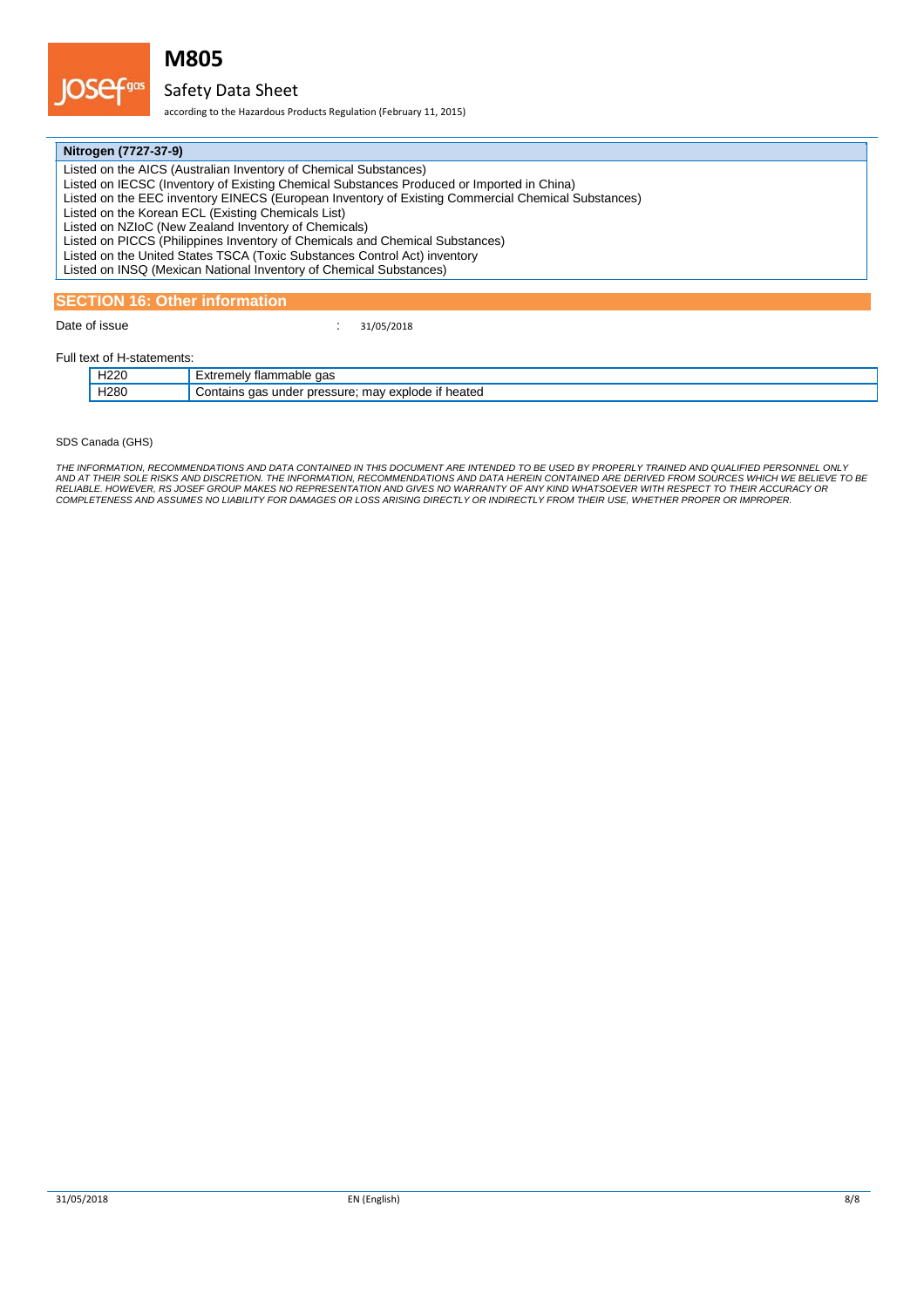**Nitrogen (7727-37-9)**

Listed on the AICS (Australian Inventory of Chemical Substances)
Listed on IECSC (Inventory of Existing Chemical Substances Produced or Imported in China)
Listed on the EEC inventory EINECS (European Inventory of Existing Commercial Chemical Substances)
Listed on the Korean ECL (Existing Chemicals List)
Listed on NZIoC (New Zealand Inventory of Chemicals)
Listed on PICCS (Philippines Inventory of Chemicals and Chemical Substances)
Listed on the United States TSCA (Toxic Substances Control Act) inventory
Listed on INSQ (Mexican National Inventory of Chemical Substances)

## SECTION 16: Other information

Date of issue : 31/05/2018

Full text of H-statements:

| | |
|---|---|
| H220 | Extremely flammable gas |
| H280 | Contains gas under pressure; may explode if heated |

SDS Canada (GHS)

*THE INFORMATION, RECOMMENDATIONS AND DATA CONTAINED IN THIS DOCUMENT ARE INTENDED TO BE USED BY PROPERLY TRAINED AND QUALIFIED PERSONNEL ONLY AND AT THEIR SOLE RISKS AND DISCRETION. THE INFORMATION, RECOMMENDATIONS AND DATA HEREIN CONTAINED ARE DERIVED FROM SOURCES WHICH WE BELIEVE TO BE RELIABLE. HOWEVER, RS JOSEF GROUP MAKES NO REPRESENTATION AND GIVES NO WARRANTY OF ANY KIND WHATSOEVER WITH RESPECT TO THEIR ACCURACY OR COMPLETENESS AND ASSUMES NO LIABILITY FOR DAMAGES OR LOSS ARISING DIRECTLY OR INDIRECTLY FROM THEIR USE, WHETHER PROPER OR IMPROPER.*